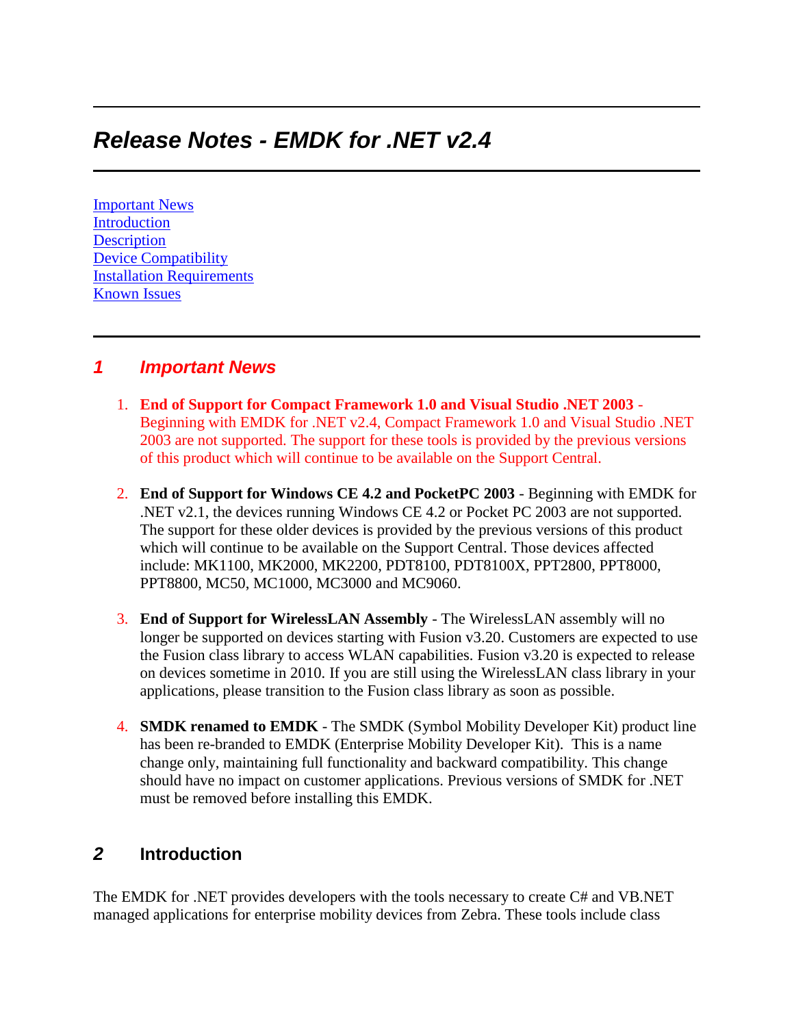# *Release Notes - EMDK for .NET v2.4*

[Important News](#)
[Introduction](#)
[Description](#)
[Device Compatibility](#)
[Installation Requirements](#)
[Known Issues](#)

## *1 Important News*

1. **End of Support for Compact Framework 1.0 and Visual Studio .NET 2003** - Beginning with EMDK for .NET v2.4, Compact Framework 1.0 and Visual Studio .NET 2003 are not supported. The support for these tools is provided by the previous versions of this product which will continue to be available on the Support Central.

2. **End of Support for Windows CE 4.2 and PocketPC 2003** - Beginning with EMDK for .NET v2.1, the devices running Windows CE 4.2 or Pocket PC 2003 are not supported. The support for these older devices is provided by the previous versions of this product which will continue to be available on the Support Central. Those devices affected include: MK1100, MK2000, MK2200, PDT8100, PDT8100X, PPT2800, PPT8000, PPT8800, MC50, MC1000, MC3000 and MC9060.

3. **End of Support for WirelessLAN Assembly** - The WirelessLAN assembly will no longer be supported on devices starting with Fusion v3.20. Customers are expected to use the Fusion class library to access WLAN capabilities. Fusion v3.20 is expected to release on devices sometime in 2010. If you are still using the WirelessLAN class library in your applications, please transition to the Fusion class library as soon as possible.

4. **SMDK renamed to EMDK** - The SMDK (Symbol Mobility Developer Kit) product line has been re-branded to EMDK (Enterprise Mobility Developer Kit). This is a name change only, maintaining full functionality and backward compatibility. This change should have no impact on customer applications. Previous versions of SMDK for .NET must be removed before installing this EMDK.

## *2* Introduction

The EMDK for .NET provides developers with the tools necessary to create C# and VB.NET managed applications for enterprise mobility devices from Zebra. These tools include class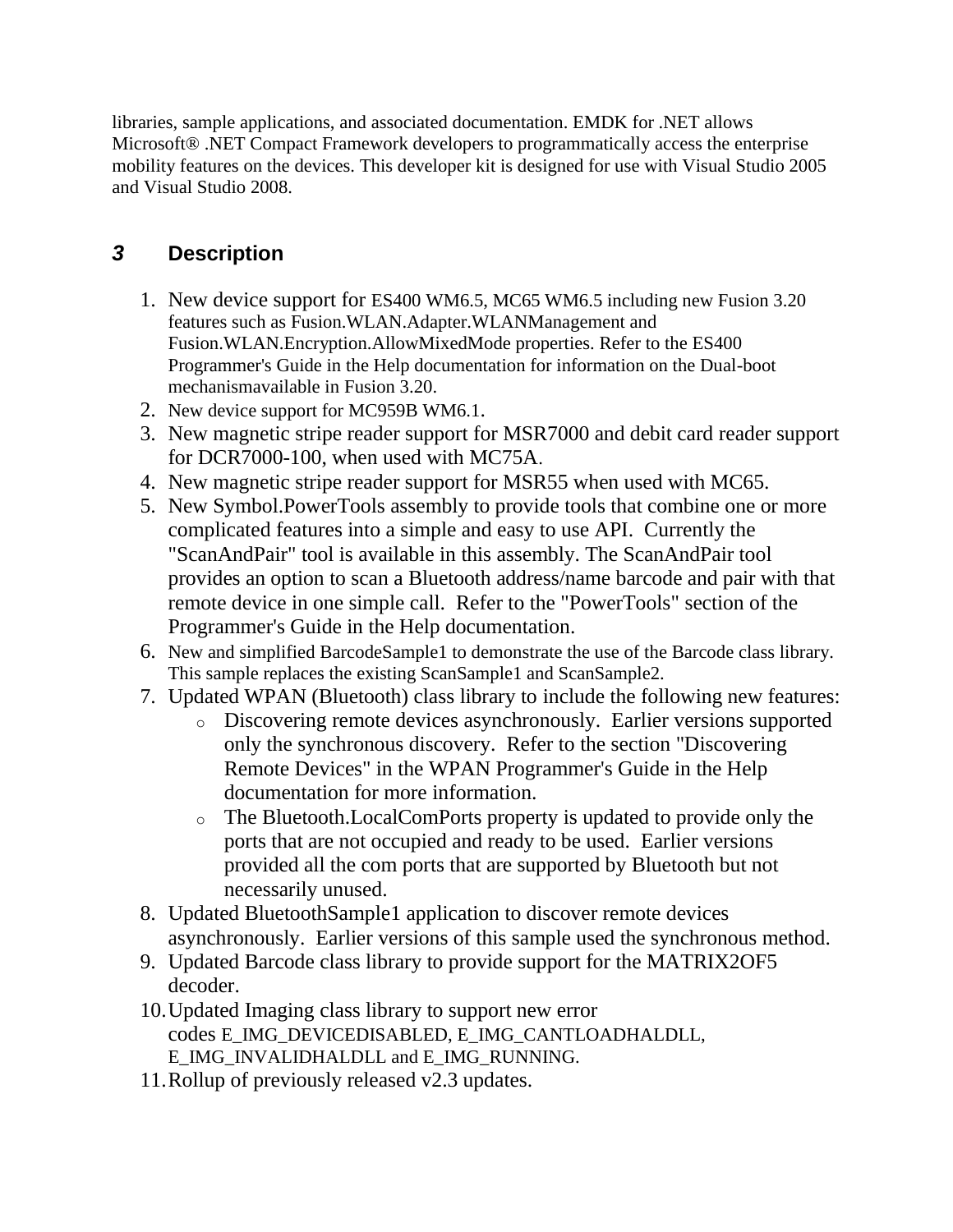libraries, sample applications, and associated documentation. EMDK for .NET allows Microsoft® .NET Compact Framework developers to programmatically access the enterprise mobility features on the devices. This developer kit is designed for use with Visual Studio 2005 and Visual Studio 2008.

## 3 Description

1. New device support for ES400 WM6.5, MC65 WM6.5 including new Fusion 3.20 features such as Fusion.WLAN.Adapter.WLANManagement and Fusion.WLAN.Encryption.AllowMixedMode properties. Refer to the ES400 Programmer's Guide in the Help documentation for information on the Dual-boot mechanismavailable in Fusion 3.20.
2. New device support for MC959B WM6.1.
3. New magnetic stripe reader support for MSR7000 and debit card reader support for DCR7000-100, when used with MC75A.
4. New magnetic stripe reader support for MSR55 when used with MC65.
5. New Symbol.PowerTools assembly to provide tools that combine one or more complicated features into a simple and easy to use API. Currently the "ScanAndPair" tool is available in this assembly. The ScanAndPair tool provides an option to scan a Bluetooth address/name barcode and pair with that remote device in one simple call. Refer to the "PowerTools" section of the Programmer's Guide in the Help documentation.
6. New and simplified BarcodeSample1 to demonstrate the use of the Barcode class library. This sample replaces the existing ScanSample1 and ScanSample2.
7. Updated WPAN (Bluetooth) class library to include the following new features:
   - Discovering remote devices asynchronously. Earlier versions supported only the synchronous discovery. Refer to the section "Discovering Remote Devices" in the WPAN Programmer's Guide in the Help documentation for more information.
   - The Bluetooth.LocalComPorts property is updated to provide only the ports that are not occupied and ready to be used. Earlier versions provided all the com ports that are supported by Bluetooth but not necessarily unused.
8. Updated BluetoothSample1 application to discover remote devices asynchronously. Earlier versions of this sample used the synchronous method.
9. Updated Barcode class library to provide support for the MATRIX2OF5 decoder.
10. Updated Imaging class library to support new error codes E_IMG_DEVICEDISABLED, E_IMG_CANTLOADHALDLL, E_IMG_INVALIDHALDLL and E_IMG_RUNNING.
11. Rollup of previously released v2.3 updates.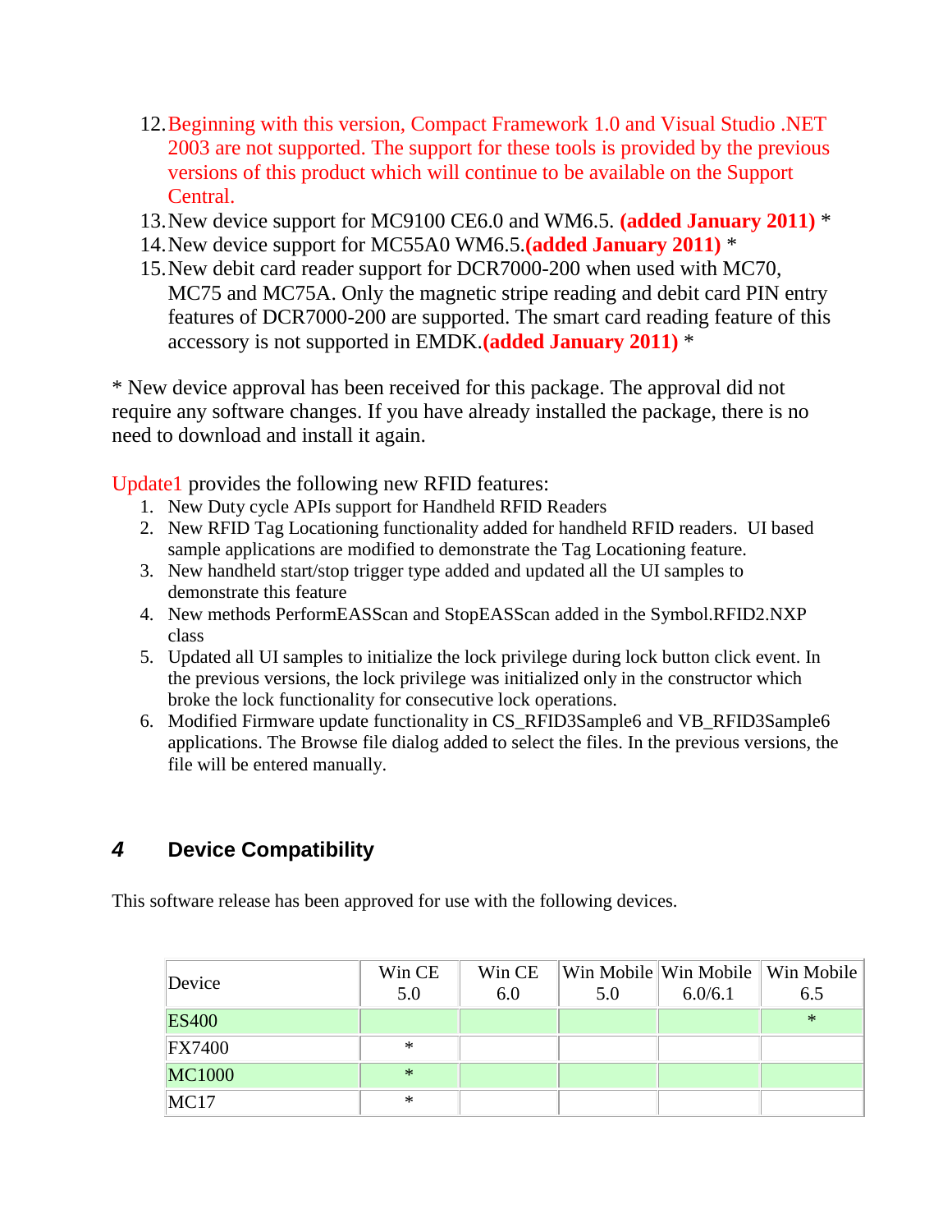12. Beginning with this version, Compact Framework 1.0 and Visual Studio .NET 2003 are not supported. The support for these tools is provided by the previous versions of this product which will continue to be available on the Support Central.
13. New device support for MC9100 CE6.0 and WM6.5. **(added January 2011)** *
14. New device support for MC55A0 WM6.5.**(added January 2011)** *
15. New debit card reader support for DCR7000-200 when used with MC70, MC75 and MC75A. Only the magnetic stripe reading and debit card PIN entry features of DCR7000-200 are supported. The smart card reading feature of this accessory is not supported in EMDK.**(added January 2011)** *

* New device approval has been received for this package. The approval did not require any software changes. If you have already installed the package, there is no need to download and install it again.

Update1 provides the following new RFID features:

1. New Duty cycle APIs support for Handheld RFID Readers
2. New RFID Tag Locationing functionality added for handheld RFID readers. UI based sample applications are modified to demonstrate the Tag Locationing feature.
3. New handheld start/stop trigger type added and updated all the UI samples to demonstrate this feature
4. New methods PerformEASScan and StopEASScan added in the Symbol.RFID2.NXP class
5. Updated all UI samples to initialize the lock privilege during lock button click event. In the previous versions, the lock privilege was initialized only in the constructor which broke the lock functionality for consecutive lock operations.
6. Modified Firmware update functionality in CS_RFID3Sample6 and VB_RFID3Sample6 applications. The Browse file dialog added to select the files. In the previous versions, the file will be entered manually.

## 4 Device Compatibility

This software release has been approved for use with the following devices.

| Device | Win CE 5.0 | Win CE 6.0 | Win Mobile 5.0 | Win Mobile 6.0/6.1 | Win Mobile 6.5 |
|---|---|---|---|---|---|
| ES400 | | | | | * |
| FX7400 | * | | | | |
| MC1000 | * | | | | |
| MC17 | * | | | | |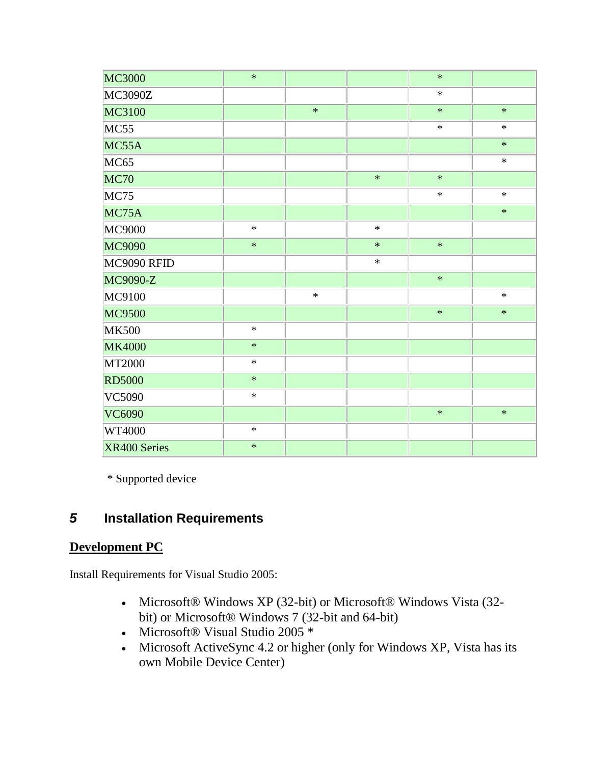| | | | | | |
|---|---|---|---|---|---|
| MC3000 | * | | | * | |
| MC3090Z | | | | * | |
| MC3100 | | * | | * | * |
| MC55 | | | | * | * |
| MC55A | | | | | * |
| MC65 | | | | | * |
| MC70 | | | * | * | |
| MC75 | | | | * | * |
| MC75A | | | | | * |
| MC9000 | * | | * | | |
| MC9090 | * | | * | * | |
| MC9090 RFID | | | * | | |
| MC9090-Z | | | | * | |
| MC9100 | | * | | | * |
| MC9500 | | | | * | * |
| MK500 | * | | | | |
| MK4000 | * | | | | |
| MT2000 | * | | | | |
| RD5000 | * | | | | |
| VC5090 | * | | | | |
| VC6090 | | | | * | * |
| WT4000 | * | | | | |
| XR400 Series | * | | | | |

* Supported device

## 5 Installation Requirements

**Development PC**

Install Requirements for Visual Studio 2005:

- Microsoft® Windows XP (32-bit) or Microsoft® Windows Vista (32-bit) or Microsoft® Windows 7 (32-bit and 64-bit)
- Microsoft® Visual Studio 2005 *
- Microsoft ActiveSync 4.2 or higher (only for Windows XP, Vista has its own Mobile Device Center)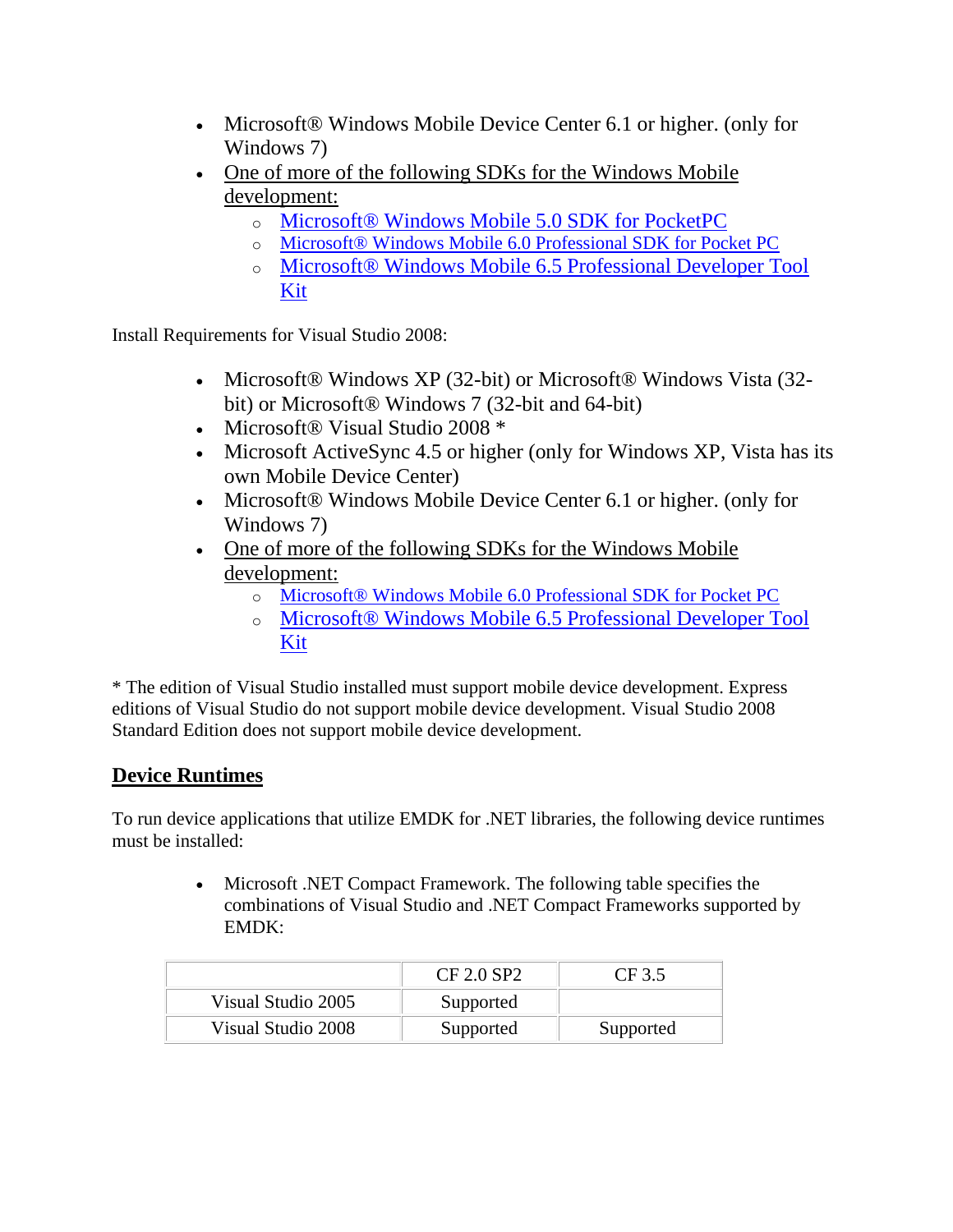- Microsoft® Windows Mobile Device Center 6.1 or higher. (only for Windows 7)
- One of more of the following SDKs for the Windows Mobile development:
  - [Microsoft® Windows Mobile 5.0 SDK for PocketPC]()
  - [Microsoft® Windows Mobile 6.0 Professional SDK for Pocket PC]()
  - [Microsoft® Windows Mobile 6.5 Professional Developer Tool Kit]()

Install Requirements for Visual Studio 2008:

- Microsoft® Windows XP (32-bit) or Microsoft® Windows Vista (32-bit) or Microsoft® Windows 7 (32-bit and 64-bit)
- Microsoft® Visual Studio 2008 *
- Microsoft ActiveSync 4.5 or higher (only for Windows XP, Vista has its own Mobile Device Center)
- Microsoft® Windows Mobile Device Center 6.1 or higher. (only for Windows 7)
- One of more of the following SDKs for the Windows Mobile development:
  - [Microsoft® Windows Mobile 6.0 Professional SDK for Pocket PC]()
  - [Microsoft® Windows Mobile 6.5 Professional Developer Tool Kit]()

* The edition of Visual Studio installed must support mobile device development. Express editions of Visual Studio do not support mobile device development. Visual Studio 2008 Standard Edition does not support mobile device development.

## Device Runtimes

To run device applications that utilize EMDK for .NET libraries, the following device runtimes must be installed:

- Microsoft .NET Compact Framework. The following table specifies the combinations of Visual Studio and .NET Compact Frameworks supported by EMDK:

| | CF 2.0 SP2 | CF 3.5 |
|---|---|---|
| Visual Studio 2005 | Supported | |
| Visual Studio 2008 | Supported | Supported |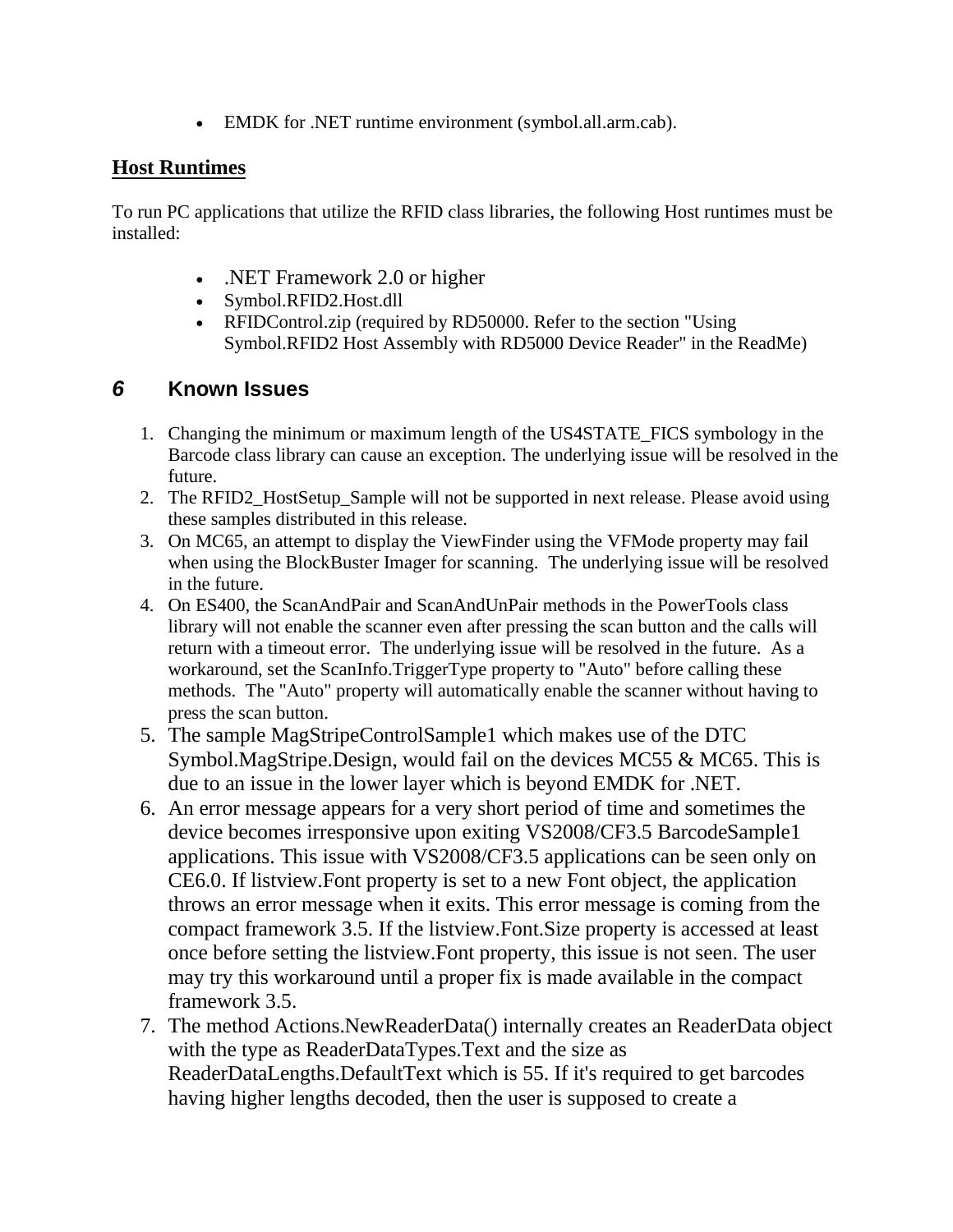- EMDK for .NET runtime environment (symbol.all.arm.cab).

## Host Runtimes

To run PC applications that utilize the RFID class libraries, the following Host runtimes must be installed:

- .NET Framework 2.0 or higher
- Symbol.RFID2.Host.dll
- RFIDControl.zip (required by RD50000. Refer to the section "Using Symbol.RFID2 Host Assembly with RD5000 Device Reader" in the ReadMe)

# *6* Known Issues

1. Changing the minimum or maximum length of the US4STATE_FICS symbology in the Barcode class library can cause an exception. The underlying issue will be resolved in the future.
2. The RFID2_HostSetup_Sample will not be supported in next release. Please avoid using these samples distributed in this release.
3. On MC65, an attempt to display the ViewFinder using the VFMode property may fail when using the BlockBuster Imager for scanning. The underlying issue will be resolved in the future.
4. On ES400, the ScanAndPair and ScanAndUnPair methods in the PowerTools class library will not enable the scanner even after pressing the scan button and the calls will return with a timeout error. The underlying issue will be resolved in the future. As a workaround, set the ScanInfo.TriggerType property to "Auto" before calling these methods. The "Auto" property will automatically enable the scanner without having to press the scan button.
5. The sample MagStripeControlSample1 which makes use of the DTC Symbol.MagStripe.Design, would fail on the devices MC55 & MC65. This is due to an issue in the lower layer which is beyond EMDK for .NET.
6. An error message appears for a very short period of time and sometimes the device becomes irresponsive upon exiting VS2008/CF3.5 BarcodeSample1 applications. This issue with VS2008/CF3.5 applications can be seen only on CE6.0. If listview.Font property is set to a new Font object, the application throws an error message when it exits. This error message is coming from the compact framework 3.5. If the listview.Font.Size property is accessed at least once before setting the listview.Font property, this issue is not seen. The user may try this workaround until a proper fix is made available in the compact framework 3.5.
7. The method Actions.NewReaderData() internally creates an ReaderData object with the type as ReaderDataTypes.Text and the size as ReaderDataLengths.DefaultText which is 55. If it's required to get barcodes having higher lengths decoded, then the user is supposed to create a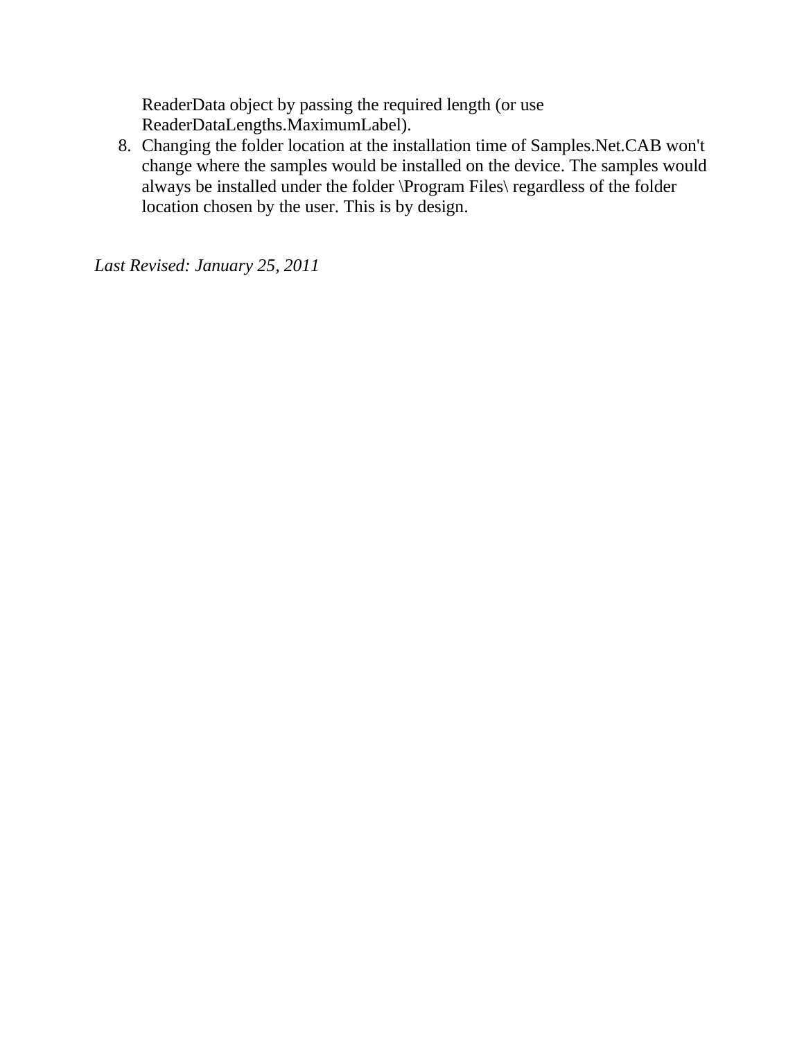ReaderData object by passing the required length (or use ReaderDataLengths.MaximumLabel).

8. Changing the folder location at the installation time of Samples.Net.CAB won't change where the samples would be installed on the device. The samples would always be installed under the folder \Program Files\ regardless of the folder location chosen by the user. This is by design.

*Last Revised: January 25, 2011*